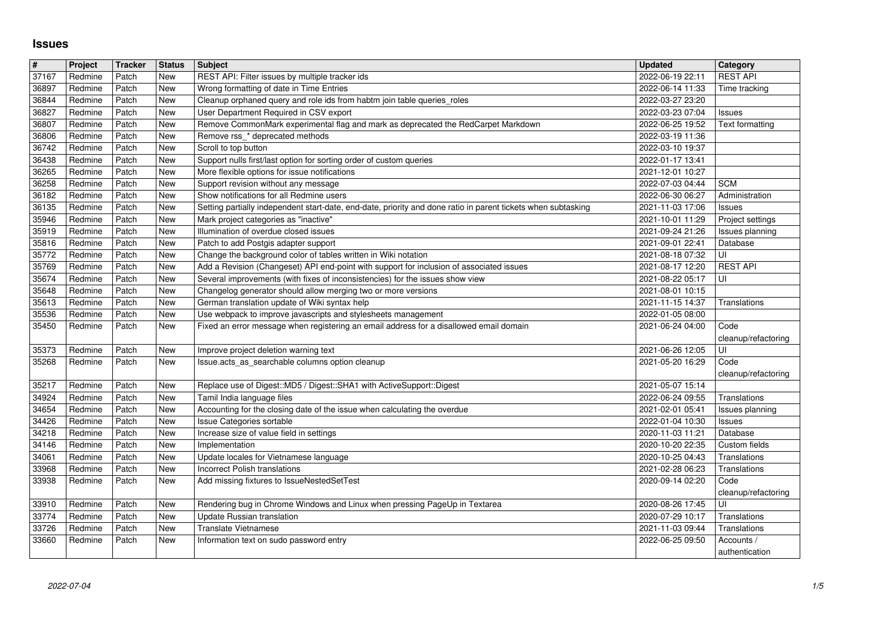# Issues

| # | Project | Tracker | Status | Subject | Updated | Category |
|---|---|---|---|---|---|---|
| 37167 | Redmine | Patch | New | REST API: Filter issues by multiple tracker ids | 2022-06-19 22:11 | REST API |
| 36897 | Redmine | Patch | New | Wrong formatting of date in Time Entries | 2022-06-14 11:33 | Time tracking |
| 36844 | Redmine | Patch | New | Cleanup orphaned query and role ids from habtm join table queries_roles | 2022-03-27 23:20 | |
| 36827 | Redmine | Patch | New | User Department Required in CSV export | 2022-03-23 07:04 | Issues |
| 36807 | Redmine | Patch | New | Remove CommonMark experimental flag and mark as deprecated the RedCarpet Markdown | 2022-06-25 19:52 | Text formatting |
| 36806 | Redmine | Patch | New | Remove rss_* deprecated methods | 2022-03-19 11:36 | |
| 36742 | Redmine | Patch | New | Scroll to top button | 2022-03-10 19:37 | |
| 36438 | Redmine | Patch | New | Support nulls first/last option for sorting order of custom queries | 2022-01-17 13:41 | |
| 36265 | Redmine | Patch | New | More flexible options for issue notifications | 2021-12-01 10:27 | |
| 36258 | Redmine | Patch | New | Support revision without any message | 2022-07-03 04:44 | SCM |
| 36182 | Redmine | Patch | New | Show notifications for all Redmine users | 2022-06-30 06:27 | Administration |
| 36135 | Redmine | Patch | New | Setting partially independent start-date, end-date, priority and done ratio in parent tickets when subtasking | 2021-11-03 17:06 | Issues |
| 35946 | Redmine | Patch | New | Mark project categories as "inactive" | 2021-10-01 11:29 | Project settings |
| 35919 | Redmine | Patch | New | Illumination of overdue closed issues | 2021-09-24 21:26 | Issues planning |
| 35816 | Redmine | Patch | New | Patch to add Postgis adapter support | 2021-09-01 22:41 | Database |
| 35772 | Redmine | Patch | New | Change the background color of tables written in Wiki notation | 2021-08-18 07:32 | UI |
| 35769 | Redmine | Patch | New | Add a Revision (Changeset) API end-point with support for inclusion of associated issues | 2021-08-17 12:20 | REST API |
| 35674 | Redmine | Patch | New | Several improvements (with fixes of inconsistencies) for the issues show view | 2021-08-22 05:17 | UI |
| 35648 | Redmine | Patch | New | Changelog generator should allow merging two or more versions | 2021-08-01 10:15 | |
| 35613 | Redmine | Patch | New | German translation update of Wiki syntax help | 2021-11-15 14:37 | Translations |
| 35536 | Redmine | Patch | New | Use webpack to improve javascripts and stylesheets management | 2022-01-05 08:00 | |
| 35450 | Redmine | Patch | New | Fixed an error message when registering an email address for a disallowed email domain | 2021-06-24 04:00 | Code cleanup/refactoring |
| 35373 | Redmine | Patch | New | Improve project deletion warning text | 2021-06-26 12:05 | UI |
| 35268 | Redmine | Patch | New | Issue.acts_as_searchable columns option cleanup | 2021-05-20 16:29 | Code cleanup/refactoring |
| 35217 | Redmine | Patch | New | Replace use of Digest::MD5 / Digest::SHA1 with ActiveSupport::Digest | 2021-05-07 15:14 | |
| 34924 | Redmine | Patch | New | Tamil India language files | 2022-06-24 09:55 | Translations |
| 34654 | Redmine | Patch | New | Accounting for the closing date of the issue when calculating the overdue | 2021-02-01 05:41 | Issues planning |
| 34426 | Redmine | Patch | New | Issue Categories sortable | 2022-01-04 10:30 | Issues |
| 34218 | Redmine | Patch | New | Increase size of value field in settings | 2020-11-03 11:21 | Database |
| 34146 | Redmine | Patch | New | Implementation | 2020-10-20 22:35 | Custom fields |
| 34061 | Redmine | Patch | New | Update locales for Vietnamese language | 2020-10-25 04:43 | Translations |
| 33968 | Redmine | Patch | New | Incorrect Polish translations | 2021-02-28 06:23 | Translations |
| 33938 | Redmine | Patch | New | Add missing fixtures to IssueNestedSetTest | 2020-09-14 02:20 | Code cleanup/refactoring |
| 33910 | Redmine | Patch | New | Rendering bug in Chrome Windows and Linux when pressing PageUp in Textarea | 2020-08-26 17:45 | UI |
| 33774 | Redmine | Patch | New | Update Russian translation | 2020-07-29 10:17 | Translations |
| 33726 | Redmine | Patch | New | Translate Vietnamese | 2021-11-03 09:44 | Translations |
| 33660 | Redmine | Patch | New | Information text on sudo password entry | 2022-06-25 09:50 | Accounts / authentication |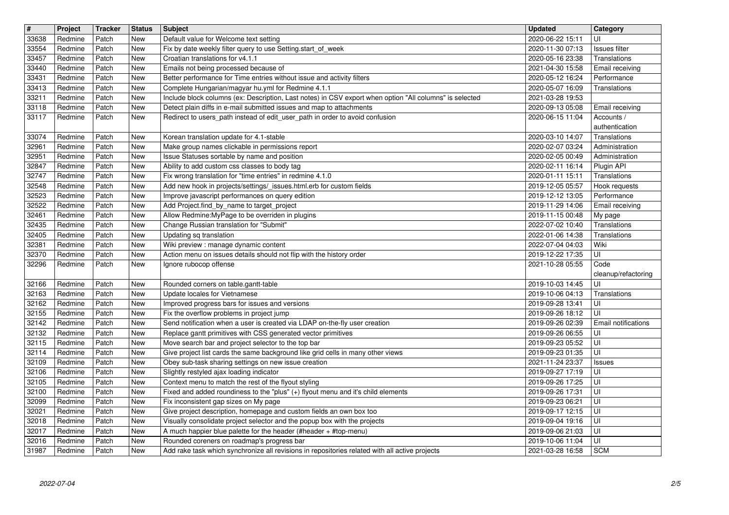| # | Project | Tracker | Status | Subject | Updated | Category |
|---|---|---|---|---|---|---|
| 33638 | Redmine | Patch | New | Default value for Welcome text setting | 2020-06-22 15:11 | UI |
| 33554 | Redmine | Patch | New | Fix by date weekly filter query to use Setting.start_of_week | 2020-11-30 07:13 | Issues filter |
| 33457 | Redmine | Patch | New | Croatian translations for v4.1.1 | 2020-05-16 23:38 | Translations |
| 33440 | Redmine | Patch | New | Emails not being processed because of | 2021-04-30 15:58 | Email receiving |
| 33431 | Redmine | Patch | New | Better performance for Time entries without issue and activity filters | 2020-05-12 16:24 | Performance |
| 33413 | Redmine | Patch | New | Complete Hungarian/magyar hu.yml for Redmine 4.1.1 | 2020-05-07 16:09 | Translations |
| 33211 | Redmine | Patch | New | Include block columns (ex: Description, Last notes) in CSV export when option "All columns" is selected | 2021-03-28 19:53 | |
| 33118 | Redmine | Patch | New | Detect plain diffs in e-mail submitted issues and map to attachments | 2020-09-13 05:08 | Email receiving |
| 33117 | Redmine | Patch | New | Redirect to users_path instead of edit_user_path in order to avoid confusion | 2020-06-15 11:04 | Accounts / authentication |
| 33074 | Redmine | Patch | New | Korean translation update for 4.1-stable | 2020-03-10 14:07 | Translations |
| 32961 | Redmine | Patch | New | Make group names clickable in permissions report | 2020-02-07 03:24 | Administration |
| 32951 | Redmine | Patch | New | Issue Statuses sortable by name and position | 2020-02-05 00:49 | Administration |
| 32847 | Redmine | Patch | New | Ability to add custom css classes to body tag | 2020-02-11 16:14 | Plugin API |
| 32747 | Redmine | Patch | New | Fix wrong translation for "time entries" in redmine 4.1.0 | 2020-01-11 15:11 | Translations |
| 32548 | Redmine | Patch | New | Add new hook in projects/settings/_issues.html.erb for custom fields | 2019-12-05 05:57 | Hook requests |
| 32523 | Redmine | Patch | New | Improve javascript performances on query edition | 2019-12-12 13:05 | Performance |
| 32522 | Redmine | Patch | New | Add Project.find_by_name to target_project | 2019-11-29 14:06 | Email receiving |
| 32461 | Redmine | Patch | New | Allow Redmine:MyPage to be overriden in plugins | 2019-11-15 00:48 | My page |
| 32435 | Redmine | Patch | New | Change Russian translation for "Submit" | 2022-07-02 10:40 | Translations |
| 32405 | Redmine | Patch | New | Updating sq translation | 2022-01-06 14:38 | Translations |
| 32381 | Redmine | Patch | New | Wiki preview : manage dynamic content | 2022-07-04 04:03 | Wiki |
| 32370 | Redmine | Patch | New | Action menu on issues details should not flip with the history order | 2019-12-22 17:35 | UI |
| 32296 | Redmine | Patch | New | Ignore rubocop offense | 2021-10-28 05:55 | Code cleanup/refactoring |
| 32166 | Redmine | Patch | New | Rounded corners on table.gantt-table | 2019-10-03 14:45 | UI |
| 32163 | Redmine | Patch | New | Update locales for Vietnamese | 2019-10-06 04:13 | Translations |
| 32162 | Redmine | Patch | New | Improved progress bars for issues and versions | 2019-09-28 13:41 | UI |
| 32155 | Redmine | Patch | New | Fix the overflow problems in project jump | 2019-09-26 18:12 | UI |
| 32142 | Redmine | Patch | New | Send notification when a user is created via LDAP on-the-fly user creation | 2019-09-26 02:39 | Email notifications |
| 32132 | Redmine | Patch | New | Replace gantt primitives with CSS generated vector primitives | 2019-09-26 06:55 | UI |
| 32115 | Redmine | Patch | New | Move search bar and project selector to the top bar | 2019-09-23 05:52 | UI |
| 32114 | Redmine | Patch | New | Give project list cards the same background like grid cells in many other views | 2019-09-23 01:35 | UI |
| 32109 | Redmine | Patch | New | Obey sub-task sharing settings on new issue creation | 2021-11-24 23:37 | Issues |
| 32106 | Redmine | Patch | New | Slightly restyled ajax loading indicator | 2019-09-27 17:19 | UI |
| 32105 | Redmine | Patch | New | Context menu to match the rest of the flyout styling | 2019-09-26 17:25 | UI |
| 32100 | Redmine | Patch | New | Fixed and added roundiness to the "plus" (+) flyout menu and it's child elements | 2019-09-26 17:31 | UI |
| 32099 | Redmine | Patch | New | Fix inconsistent gap sizes on My page | 2019-09-23 06:21 | UI |
| 32021 | Redmine | Patch | New | Give project description, homepage and custom fields an own box too | 2019-09-17 12:15 | UI |
| 32018 | Redmine | Patch | New | Visually consolidate project selector and the popup box with the projects | 2019-09-04 19:16 | UI |
| 32017 | Redmine | Patch | New | A much happier blue palette for the header (#header + #top-menu) | 2019-09-06 21:03 | UI |
| 32016 | Redmine | Patch | New | Rounded coreners on roadmap's progress bar | 2019-10-06 11:04 | UI |
| 31987 | Redmine | Patch | New | Add rake task which synchronize all revisions in repositories related with all active projects | 2021-03-28 16:58 | SCM |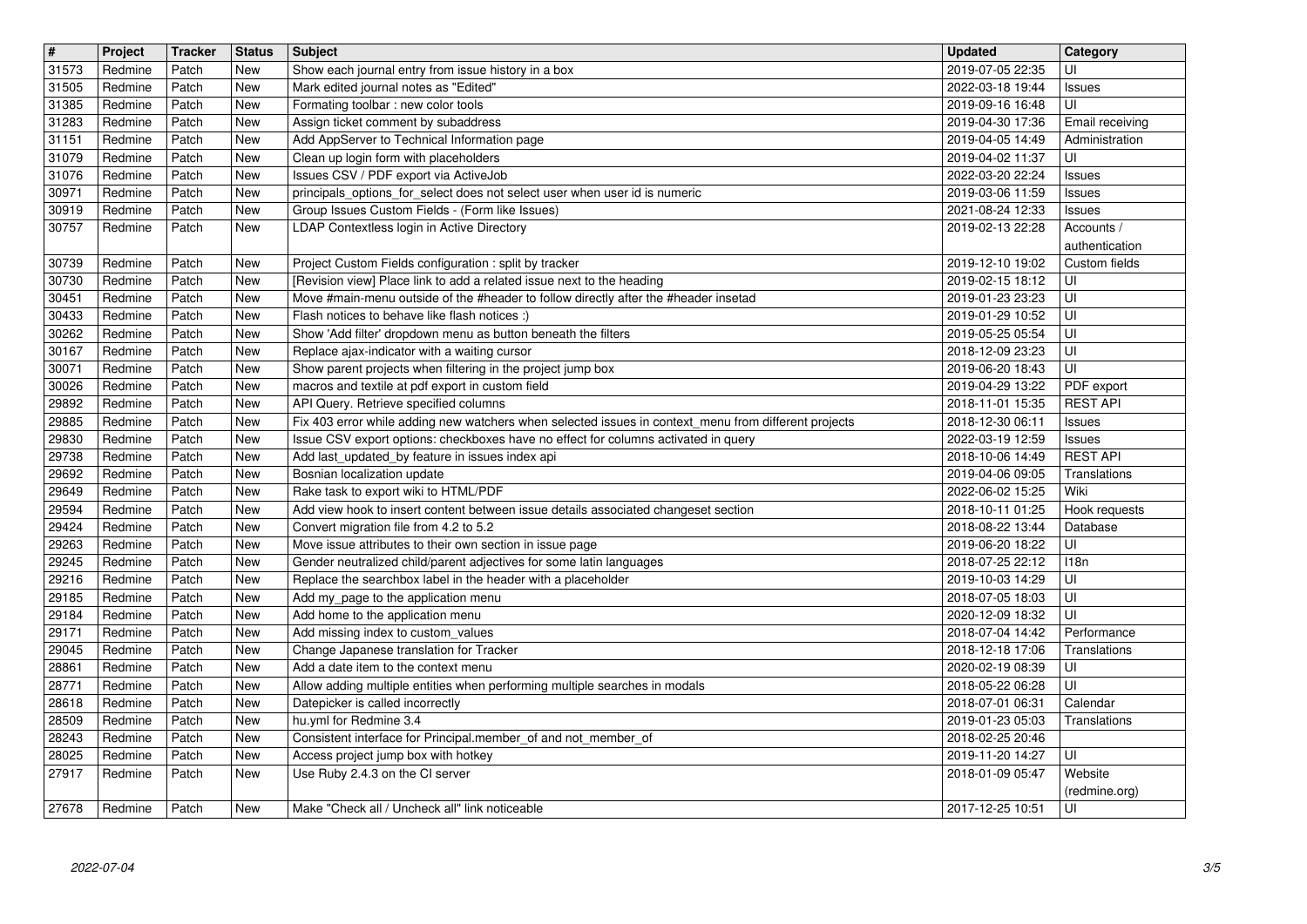| # | Project | Tracker | Status | Subject | Updated | Category |
| --- | --- | --- | --- | --- | --- | --- |
| 31573 | Redmine | Patch | New | Show each journal entry from issue history in a box | 2019-07-05 22:35 | UI |
| 31505 | Redmine | Patch | New | Mark edited journal notes as "Edited" | 2022-03-18 19:44 | Issues |
| 31385 | Redmine | Patch | New | Formating toolbar : new color tools | 2019-09-16 16:48 | UI |
| 31283 | Redmine | Patch | New | Assign ticket comment by subaddress | 2019-04-30 17:36 | Email receiving |
| 31151 | Redmine | Patch | New | Add AppServer to Technical Information page | 2019-04-05 14:49 | Administration |
| 31079 | Redmine | Patch | New | Clean up login form with placeholders | 2019-04-02 11:37 | UI |
| 31076 | Redmine | Patch | New | Issues CSV / PDF export via ActiveJob | 2022-03-20 22:24 | Issues |
| 30971 | Redmine | Patch | New | principals_options_for_select does not select user when user id is numeric | 2019-03-06 11:59 | Issues |
| 30919 | Redmine | Patch | New | Group Issues Custom Fields - (Form like Issues) | 2021-08-24 12:33 | Issues |
| 30757 | Redmine | Patch | New | LDAP Contextless login in Active Directory | 2019-02-13 22:28 | Accounts / authentication |
| 30739 | Redmine | Patch | New | Project Custom Fields configuration : split by tracker | 2019-12-10 19:02 | Custom fields |
| 30730 | Redmine | Patch | New | [Revision view] Place link to add a related issue next to the heading | 2019-02-15 18:12 | UI |
| 30451 | Redmine | Patch | New | Move #main-menu outside of the #header to follow directly after the #header insetad | 2019-01-23 23:23 | UI |
| 30433 | Redmine | Patch | New | Flash notices to behave like flash notices :) | 2019-01-29 10:52 | UI |
| 30262 | Redmine | Patch | New | Show 'Add filter' dropdown menu as button beneath the filters | 2019-05-25 05:54 | UI |
| 30167 | Redmine | Patch | New | Replace ajax-indicator with a waiting cursor | 2018-12-09 23:23 | UI |
| 30071 | Redmine | Patch | New | Show parent projects when filtering in the project jump box | 2019-06-20 18:43 | UI |
| 30026 | Redmine | Patch | New | macros and textile at pdf export in custom field | 2019-04-29 13:22 | PDF export |
| 29892 | Redmine | Patch | New | API Query. Retrieve specified columns | 2018-11-01 15:35 | REST API |
| 29885 | Redmine | Patch | New | Fix 403 error while adding new watchers when selected issues in context_menu from different projects | 2018-12-30 06:11 | Issues |
| 29830 | Redmine | Patch | New | Issue CSV export options: checkboxes have no effect for columns activated in query | 2022-03-19 12:59 | Issues |
| 29738 | Redmine | Patch | New | Add last_updated_by feature in issues index api | 2018-10-06 14:49 | REST API |
| 29692 | Redmine | Patch | New | Bosnian localization update | 2019-04-06 09:05 | Translations |
| 29649 | Redmine | Patch | New | Rake task to export wiki to HTML/PDF | 2022-06-02 15:25 | Wiki |
| 29594 | Redmine | Patch | New | Add view hook to insert content between issue details associated changeset section | 2018-10-11 01:25 | Hook requests |
| 29424 | Redmine | Patch | New | Convert migration file from 4.2 to 5.2 | 2018-08-22 13:44 | Database |
| 29263 | Redmine | Patch | New | Move issue attributes to their own section in issue page | 2019-06-20 18:22 | UI |
| 29245 | Redmine | Patch | New | Gender neutralized child/parent adjectives for some latin languages | 2018-07-25 22:12 | I18n |
| 29216 | Redmine | Patch | New | Replace the searchbox label in the header with a placeholder | 2019-10-03 14:29 | UI |
| 29185 | Redmine | Patch | New | Add my_page to the application menu | 2018-07-05 18:03 | UI |
| 29184 | Redmine | Patch | New | Add home to the application menu | 2020-12-09 18:32 | UI |
| 29171 | Redmine | Patch | New | Add missing index to custom_values | 2018-07-04 14:42 | Performance |
| 29045 | Redmine | Patch | New | Change Japanese translation for Tracker | 2018-12-18 17:06 | Translations |
| 28861 | Redmine | Patch | New | Add a date item to the context menu | 2020-02-19 08:39 | UI |
| 28771 | Redmine | Patch | New | Allow adding multiple entities when performing multiple searches in modals | 2018-05-22 06:28 | UI |
| 28618 | Redmine | Patch | New | Datepicker is called incorrectly | 2018-07-01 06:31 | Calendar |
| 28509 | Redmine | Patch | New | hu.yml for Redmine 3.4 | 2019-01-23 05:03 | Translations |
| 28243 | Redmine | Patch | New | Consistent interface for Principal.member_of and not_member_of | 2018-02-25 20:46 | |
| 28025 | Redmine | Patch | New | Access project jump box with hotkey | 2019-11-20 14:27 | UI |
| 27917 | Redmine | Patch | New | Use Ruby 2.4.3 on the CI server | 2018-01-09 05:47 | Website (redmine.org) |
| 27678 | Redmine | Patch | New | Make "Check all / Uncheck all" link noticeable | 2017-12-25 10:51 | UI |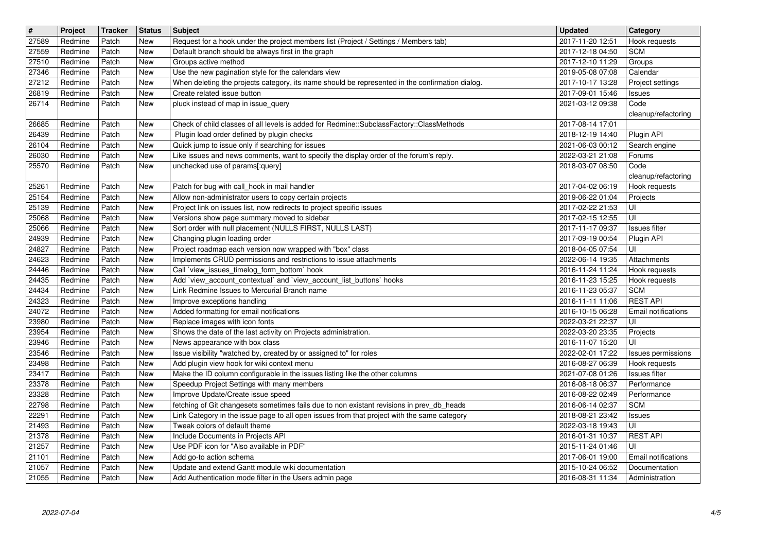| # | Project | Tracker | Status | Subject | Updated | Category |
|---|---|---|---|---|---|---|
| 27589 | Redmine | Patch | New | Request for a hook under the project members list (Project / Settings / Members tab) | 2017-11-20 12:51 | Hook requests |
| 27559 | Redmine | Patch | New | Default branch should be always first in the graph | 2017-12-18 04:50 | SCM |
| 27510 | Redmine | Patch | New | Groups active method | 2017-12-10 11:29 | Groups |
| 27346 | Redmine | Patch | New | Use the new pagination style for the calendars view | 2019-05-08 07:08 | Calendar |
| 27212 | Redmine | Patch | New | When deleting the projects category, its name should be represented in the confirmation dialog. | 2017-10-17 13:28 | Project settings |
| 26819 | Redmine | Patch | New | Create related issue button | 2017-09-01 15:46 | Issues |
| 26714 | Redmine | Patch | New | pluck instead of map in issue_query | 2021-03-12 09:38 | Code cleanup/refactoring |
| 26685 | Redmine | Patch | New | Check of child classes of all levels is added for Redmine::SubclassFactory::ClassMethods | 2017-08-14 17:01 | |
| 26439 | Redmine | Patch | New | Plugin load order defined by plugin checks | 2018-12-19 14:40 | Plugin API |
| 26104 | Redmine | Patch | New | Quick jump to issue only if searching for issues | 2021-06-03 00:12 | Search engine |
| 26030 | Redmine | Patch | New | Like issues and news comments, want to specify the display order of the forum's reply. | 2022-03-21 21:08 | Forums |
| 25570 | Redmine | Patch | New | unchecked use of params[:query] | 2018-03-07 08:50 | Code cleanup/refactoring |
| 25261 | Redmine | Patch | New | Patch for bug with call_hook in mail handler | 2017-04-02 06:19 | Hook requests |
| 25154 | Redmine | Patch | New | Allow non-administrator users to copy certain projects | 2019-06-22 01:04 | Projects |
| 25139 | Redmine | Patch | New | Project link on issues list, now redirects to project specific issues | 2017-02-22 21:53 | UI |
| 25068 | Redmine | Patch | New | Versions show page summary moved to sidebar | 2017-02-15 12:55 | UI |
| 25066 | Redmine | Patch | New | Sort order with null placement (NULLS FIRST, NULLS LAST) | 2017-11-17 09:37 | Issues filter |
| 24939 | Redmine | Patch | New | Changing plugin loading order | 2017-09-19 00:54 | Plugin API |
| 24827 | Redmine | Patch | New | Project roadmap each version now wrapped with "box" class | 2018-04-05 07:54 | UI |
| 24623 | Redmine | Patch | New | Implements CRUD permissions and restrictions to issue attachments | 2022-06-14 19:35 | Attachments |
| 24446 | Redmine | Patch | New | Call `view_issues_timelog_form_bottom` hook | 2016-11-24 11:24 | Hook requests |
| 24435 | Redmine | Patch | New | Add `view_account_contextual` and `view_account_list_buttons` hooks | 2016-11-23 15:25 | Hook requests |
| 24434 | Redmine | Patch | New | Link Redmine Issues to Mercurial Branch name | 2016-11-23 05:37 | SCM |
| 24323 | Redmine | Patch | New | Improve exceptions handling | 2016-11-11 11:06 | REST API |
| 24072 | Redmine | Patch | New | Added formatting for email notifications | 2016-10-15 06:28 | Email notifications |
| 23980 | Redmine | Patch | New | Replace images with icon fonts | 2022-03-21 22:37 | UI |
| 23954 | Redmine | Patch | New | Shows the date of the last activity on Projects administration. | 2022-03-20 23:35 | Projects |
| 23946 | Redmine | Patch | New | News appearance with box class | 2016-11-07 15:20 | UI |
| 23546 | Redmine | Patch | New | Issue visibility "watched by, created by or assigned to" for roles | 2022-02-01 17:22 | Issues permissions |
| 23498 | Redmine | Patch | New | Add plugin view hook for wiki context menu | 2016-08-27 06:39 | Hook requests |
| 23417 | Redmine | Patch | New | Make the ID column configurable in the issues listing like the other columns | 2021-07-08 01:26 | Issues filter |
| 23378 | Redmine | Patch | New | Speedup Project Settings with many members | 2016-08-18 06:37 | Performance |
| 23328 | Redmine | Patch | New | Improve Update/Create issue speed | 2016-08-22 02:49 | Performance |
| 22798 | Redmine | Patch | New | fetching of Git changesets sometimes fails due to non existant revisions in prev_db_heads | 2016-06-14 02:37 | SCM |
| 22291 | Redmine | Patch | New | Link Category in the issue page to all open issues from that project with the same category | 2018-08-21 23:42 | Issues |
| 21493 | Redmine | Patch | New | Tweak colors of default theme | 2022-03-18 19:43 | UI |
| 21378 | Redmine | Patch | New | Include Documents in Projects API | 2016-01-31 10:37 | REST API |
| 21257 | Redmine | Patch | New | Use PDF icon for "Also available in PDF" | 2015-11-24 01:46 | UI |
| 21101 | Redmine | Patch | New | Add go-to action schema | 2017-06-01 19:00 | Email notifications |
| 21057 | Redmine | Patch | New | Update and extend Gantt module wiki documentation | 2015-10-24 06:52 | Documentation |
| 21055 | Redmine | Patch | New | Add Authentication mode filter in the Users admin page | 2016-08-31 11:34 | Administration |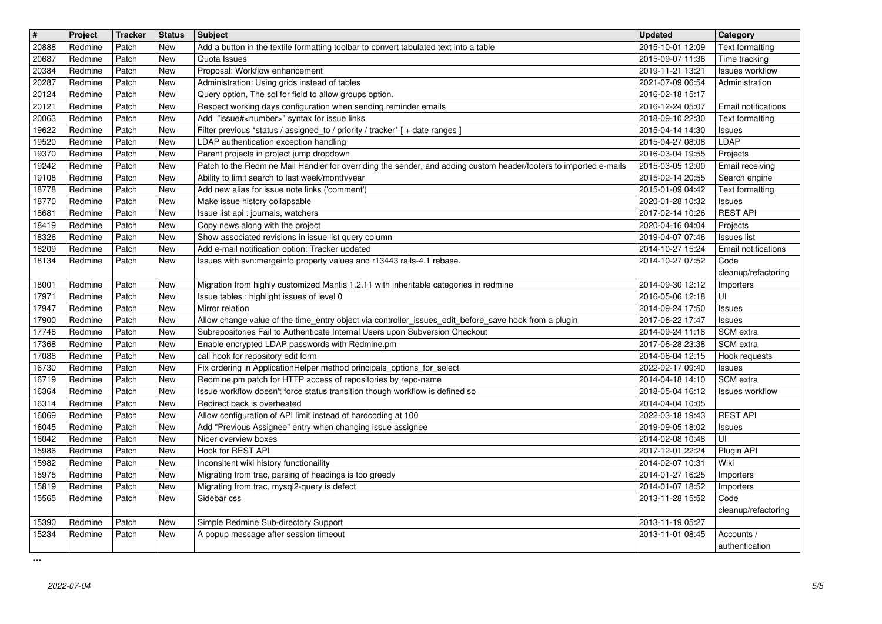| # | Project | Tracker | Status | Subject | Updated | Category |
|---|---|---|---|---|---|---|
| 20888 | Redmine | Patch | New | Add a button in the textile formatting toolbar to convert tabulated text into a table | 2015-10-01 12:09 | Text formatting |
| 20687 | Redmine | Patch | New | Quota Issues | 2015-09-07 11:36 | Time tracking |
| 20384 | Redmine | Patch | New | Proposal: Workflow enhancement | 2019-11-21 13:21 | Issues workflow |
| 20287 | Redmine | Patch | New | Administration: Using grids instead of tables | 2021-07-09 06:54 | Administration |
| 20124 | Redmine | Patch | New | Query option, The sql for field to allow groups option. | 2016-02-18 15:17 | |
| 20121 | Redmine | Patch | New | Respect working days configuration when sending reminder emails | 2016-12-24 05:07 | Email notifications |
| 20063 | Redmine | Patch | New | Add "issue#<number>" syntax for issue links | 2018-09-10 22:30 | Text formatting |
| 19622 | Redmine | Patch | New | Filter previous *status / assigned_to / priority / tracker* [ + date ranges ] | 2015-04-14 14:30 | Issues |
| 19520 | Redmine | Patch | New | LDAP authentication exception handling | 2015-04-27 08:08 | LDAP |
| 19370 | Redmine | Patch | New | Parent projects in project jump dropdown | 2016-03-04 19:55 | Projects |
| 19242 | Redmine | Patch | New | Patch to the Redmine Mail Handler for overriding the sender, and adding custom header/footers to imported e-mails | 2015-03-05 12:00 | Email receiving |
| 19108 | Redmine | Patch | New | Ability to limit search to last week/month/year | 2015-02-14 20:55 | Search engine |
| 18778 | Redmine | Patch | New | Add new alias for issue note links ('comment') | 2015-01-09 04:42 | Text formatting |
| 18770 | Redmine | Patch | New | Make issue history collapsable | 2020-01-28 10:32 | Issues |
| 18681 | Redmine | Patch | New | Issue list api : journals, watchers | 2017-02-14 10:26 | REST API |
| 18419 | Redmine | Patch | New | Copy news along with the project | 2020-04-16 04:04 | Projects |
| 18326 | Redmine | Patch | New | Show associated revisions in issue list query column | 2019-04-07 07:46 | Issues list |
| 18209 | Redmine | Patch | New | Add e-mail notification option: Tracker updated | 2014-10-27 15:24 | Email notifications |
| 18134 | Redmine | Patch | New | Issues with svn:mergeinfo property values and r13443 rails-4.1 rebase. | 2014-10-27 07:52 | Code cleanup/refactoring |
| 18001 | Redmine | Patch | New | Migration from highly customized Mantis 1.2.11 with inheritable categories in redmine | 2014-09-30 12:12 | Importers |
| 17971 | Redmine | Patch | New | Issue tables : highlight issues of level 0 | 2016-05-06 12:18 | UI |
| 17947 | Redmine | Patch | New | Mirror relation | 2014-09-24 17:50 | Issues |
| 17900 | Redmine | Patch | New | Allow change value of the time_entry object via controller_issues_edit_before_save hook from a plugin | 2017-06-22 17:47 | Issues |
| 17748 | Redmine | Patch | New | Subrepositories Fail to Authenticate Internal Users upon Subversion Checkout | 2014-09-24 11:18 | SCM extra |
| 17368 | Redmine | Patch | New | Enable encrypted LDAP passwords with Redmine.pm | 2017-06-28 23:38 | SCM extra |
| 17088 | Redmine | Patch | New | call hook for repository edit form | 2014-06-04 12:15 | Hook requests |
| 16730 | Redmine | Patch | New | Fix ordering in ApplicationHelper method principals_options_for_select | 2022-02-17 09:40 | Issues |
| 16719 | Redmine | Patch | New | Redmine.pm patch for HTTP access of repositories by repo-name | 2014-04-18 14:10 | SCM extra |
| 16364 | Redmine | Patch | New | Issue workflow doesn't force status transition though workflow is defined so | 2018-05-04 16:12 | Issues workflow |
| 16314 | Redmine | Patch | New | Redirect back is overheated | 2014-04-04 10:05 | |
| 16069 | Redmine | Patch | New | Allow configuration of API limit instead of hardcoding at 100 | 2022-03-18 19:43 | REST API |
| 16045 | Redmine | Patch | New | Add "Previous Assignee" entry when changing issue assignee | 2019-09-05 18:02 | Issues |
| 16042 | Redmine | Patch | New | Nicer overview boxes | 2014-02-08 10:48 | UI |
| 15986 | Redmine | Patch | New | Hook for REST API | 2017-12-01 22:24 | Plugin API |
| 15982 | Redmine | Patch | New | Inconsitent wiki history functionaility | 2014-02-07 10:31 | Wiki |
| 15975 | Redmine | Patch | New | Migrating from trac, parsing of headings is too greedy | 2014-01-27 16:25 | Importers |
| 15819 | Redmine | Patch | New | Migrating from trac, mysql2-query is defect | 2014-01-07 18:52 | Importers |
| 15565 | Redmine | Patch | New | Sidebar css | 2013-11-28 15:52 | Code cleanup/refactoring |
| 15390 | Redmine | Patch | New | Simple Redmine Sub-directory Support | 2013-11-19 05:27 | |
| 15234 | Redmine | Patch | New | A popup message after session timeout | 2013-11-01 08:45 | Accounts / authentication |

...